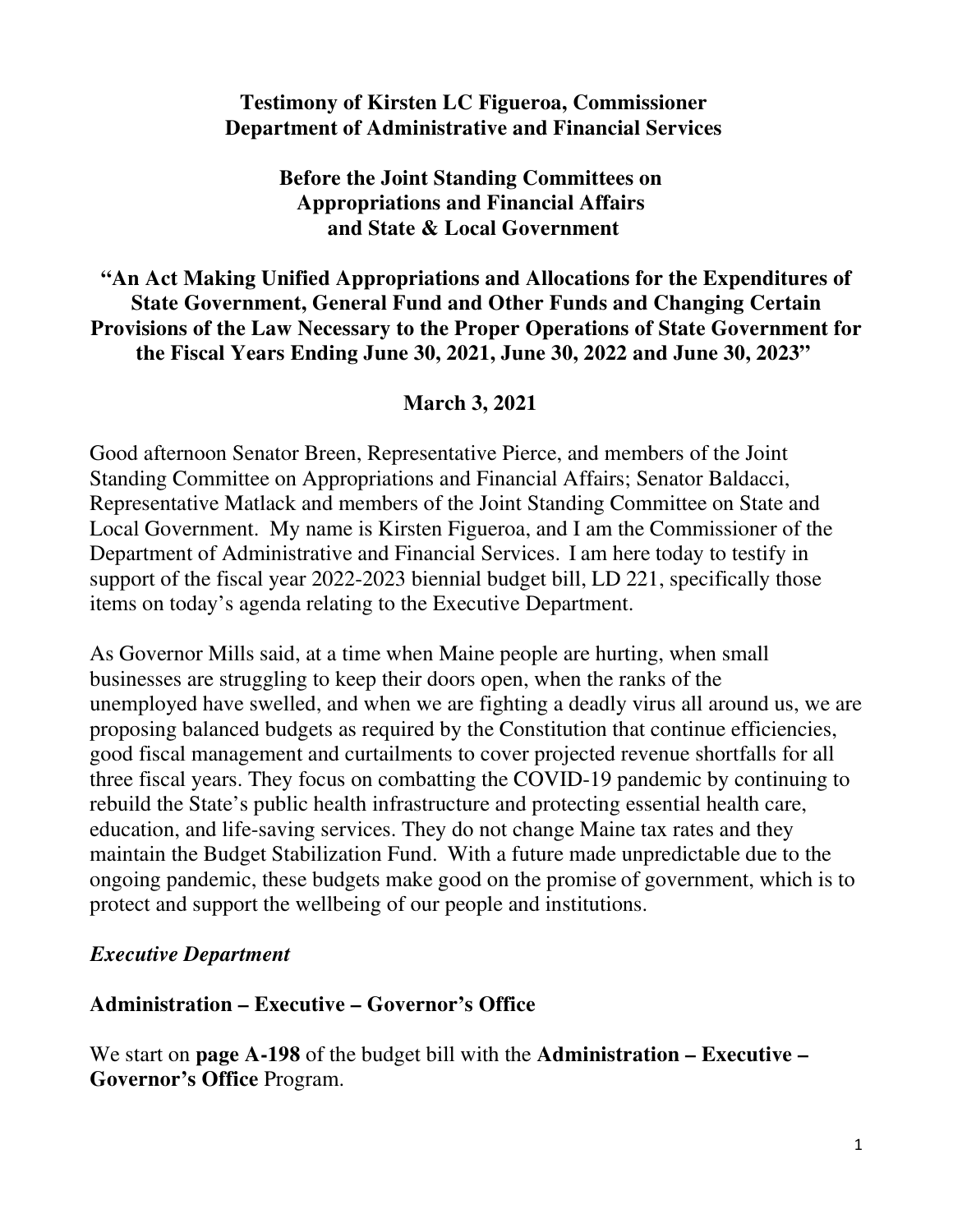**Testimony of Kirsten LC Figueroa, Commissioner**
**Department of Administrative and Financial Services**

**Before the Joint Standing Committees on**
**Appropriations and Financial Affairs**
**and State & Local Government**

**"An Act Making Unified Appropriations and Allocations for the Expenditures of State Government, General Fund and Other Funds and Changing Certain Provisions of the Law Necessary to the Proper Operations of State Government for the Fiscal Years Ending June 30, 2021, June 30, 2022 and June 30, 2023"**

**March 3, 2021**

Good afternoon Senator Breen, Representative Pierce, and members of the Joint Standing Committee on Appropriations and Financial Affairs; Senator Baldacci, Representative Matlack and members of the Joint Standing Committee on State and Local Government. My name is Kirsten Figueroa, and I am the Commissioner of the Department of Administrative and Financial Services. I am here today to testify in support of the fiscal year 2022-2023 biennial budget bill, LD 221, specifically those items on today's agenda relating to the Executive Department.

As Governor Mills said, at a time when Maine people are hurting, when small businesses are struggling to keep their doors open, when the ranks of the unemployed have swelled, and when we are fighting a deadly virus all around us, we are proposing balanced budgets as required by the Constitution that continue efficiencies, good fiscal management and curtailments to cover projected revenue shortfalls for all three fiscal years. They focus on combatting the COVID-19 pandemic by continuing to rebuild the State's public health infrastructure and protecting essential health care, education, and life-saving services. They do not change Maine tax rates and they maintain the Budget Stabilization Fund. With a future made unpredictable due to the ongoing pandemic, these budgets make good on the promise of government, which is to protect and support the wellbeing of our people and institutions.

***Executive Department***

**Administration – Executive – Governor's Office**

We start on **page A-198** of the budget bill with the **Administration – Executive – Governor's Office** Program.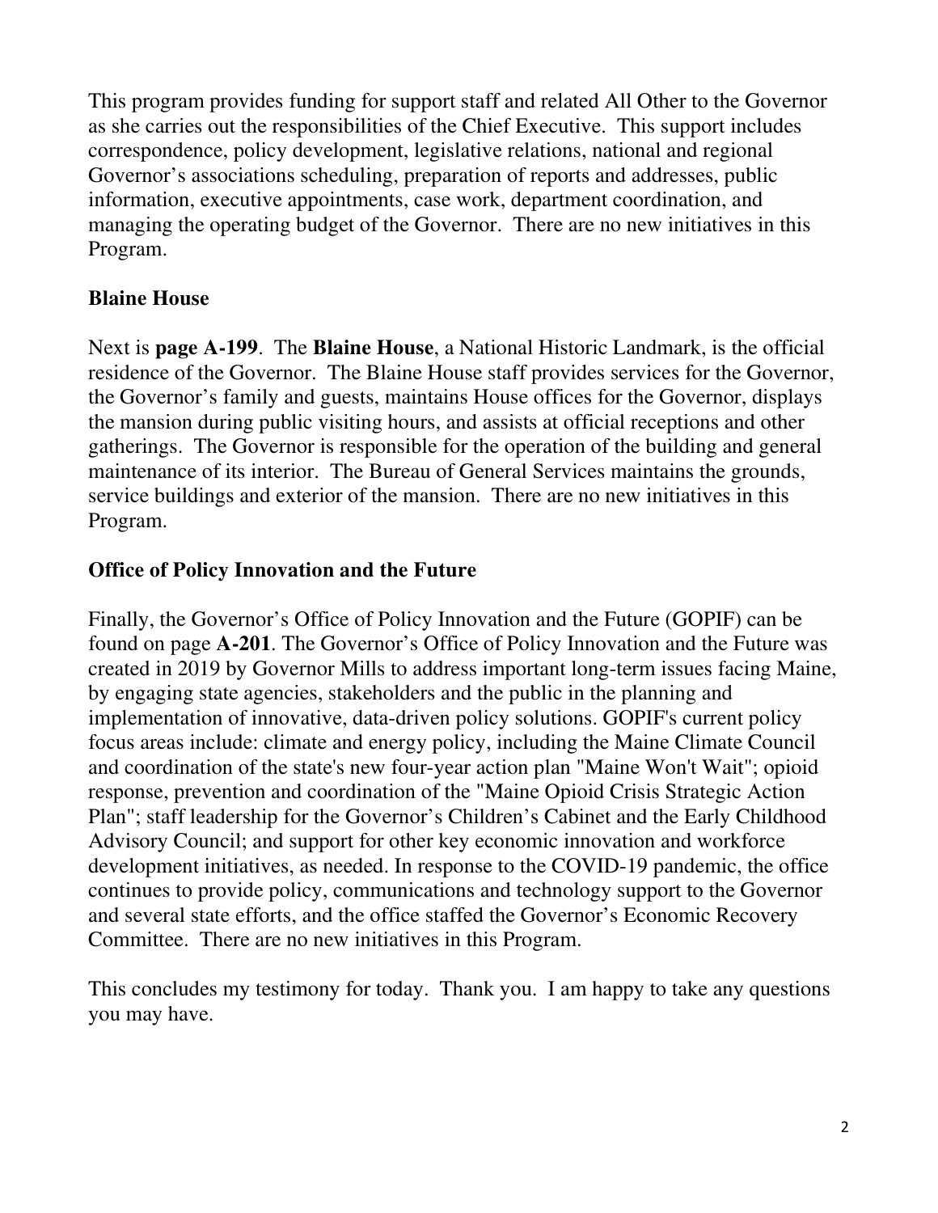This program provides funding for support staff and related All Other to the Governor as she carries out the responsibilities of the Chief Executive. This support includes correspondence, policy development, legislative relations, national and regional Governor's associations scheduling, preparation of reports and addresses, public information, executive appointments, case work, department coordination, and managing the operating budget of the Governor. There are no new initiatives in this Program.

## Blaine House

Next is **page A-199**. The **Blaine House**, a National Historic Landmark, is the official residence of the Governor. The Blaine House staff provides services for the Governor, the Governor's family and guests, maintains House offices for the Governor, displays the mansion during public visiting hours, and assists at official receptions and other gatherings. The Governor is responsible for the operation of the building and general maintenance of its interior. The Bureau of General Services maintains the grounds, service buildings and exterior of the mansion. There are no new initiatives in this Program.

## Office of Policy Innovation and the Future

Finally, the Governor's Office of Policy Innovation and the Future (GOPIF) can be found on page **A-201**. The Governor's Office of Policy Innovation and the Future was created in 2019 by Governor Mills to address important long-term issues facing Maine, by engaging state agencies, stakeholders and the public in the planning and implementation of innovative, data-driven policy solutions. GOPIF's current policy focus areas include: climate and energy policy, including the Maine Climate Council and coordination of the state's new four-year action plan "Maine Won't Wait"; opioid response, prevention and coordination of the "Maine Opioid Crisis Strategic Action Plan"; staff leadership for the Governor's Children's Cabinet and the Early Childhood Advisory Council; and support for other key economic innovation and workforce development initiatives, as needed. In response to the COVID-19 pandemic, the office continues to provide policy, communications and technology support to the Governor and several state efforts, and the office staffed the Governor's Economic Recovery Committee. There are no new initiatives in this Program.

This concludes my testimony for today. Thank you. I am happy to take any questions you may have.